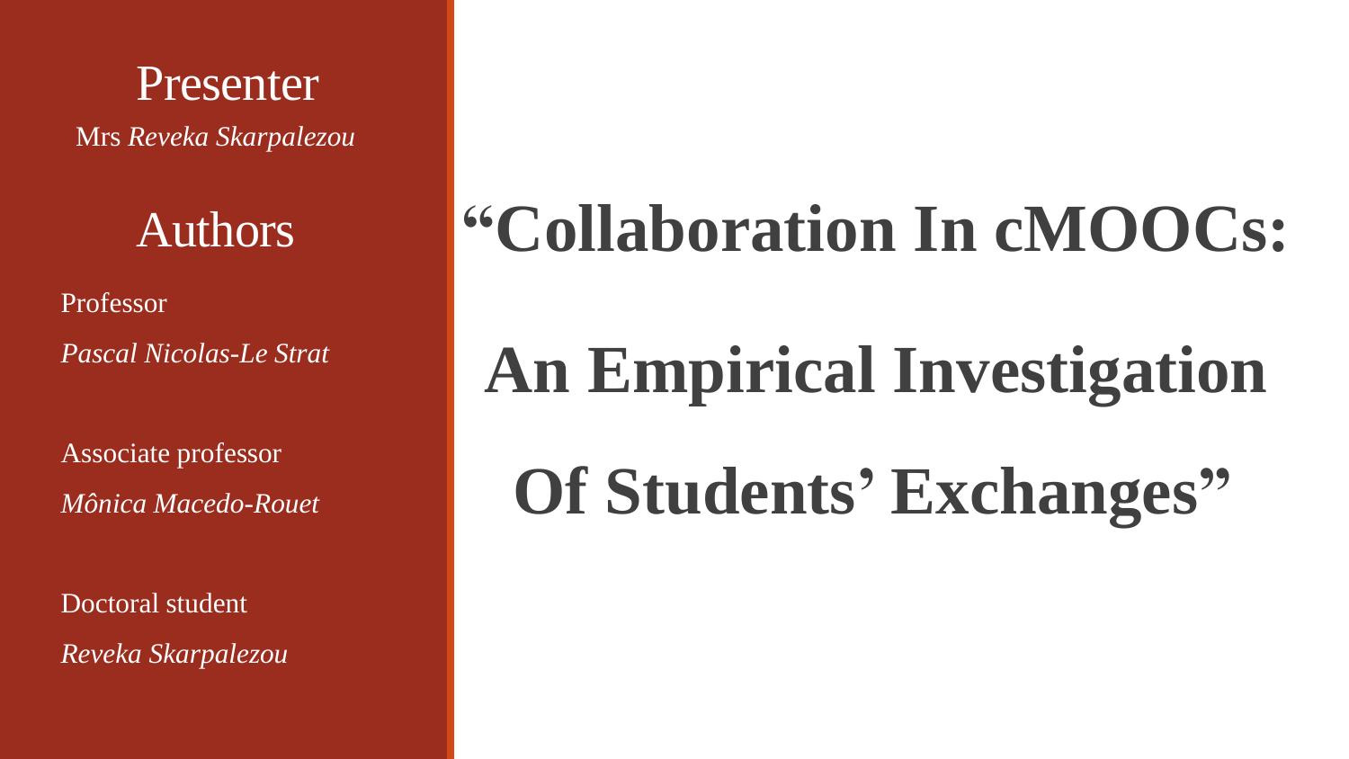# "Collaboration In cMOOCs: An Empirical Investigation Of Students' Exchanges"

## Presenter

Mrs *Reveka Skarpalezou*

## Authors

Professor
*Pascal Nicolas-Le Strat*

Associate professor
*Mônica Macedo-Rouet*

Doctoral student
*Reveka Skarpalezou*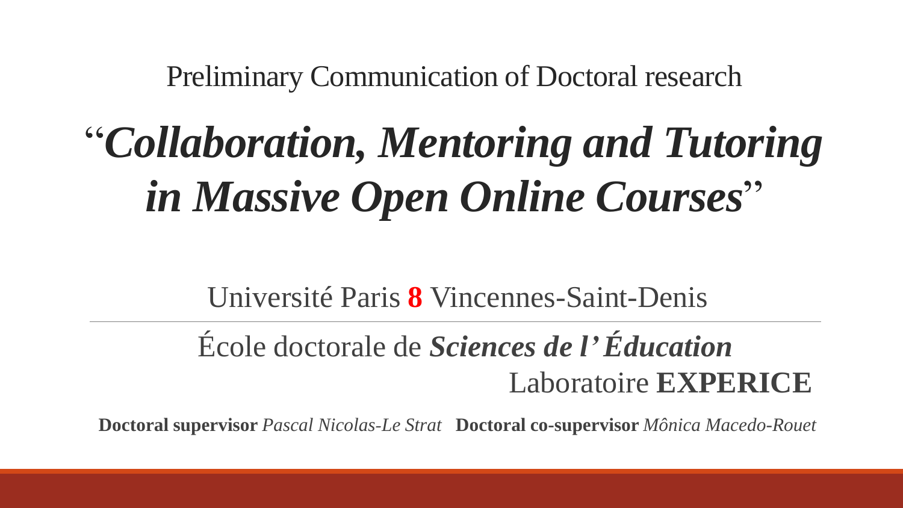Preliminary Communication of Doctoral research

# "*Collaboration, Mentoring and Tutoring in Massive Open Online Courses*"

Université Paris **8** Vincennes-Saint-Denis

---

École doctorale de ***Sciences de l'Éducation***

Laboratoire **EXPERICE**

**Doctoral supervisor** *Pascal Nicolas-Le Strat* **Doctoral co-supervisor** *Mônica Macedo-Rouet*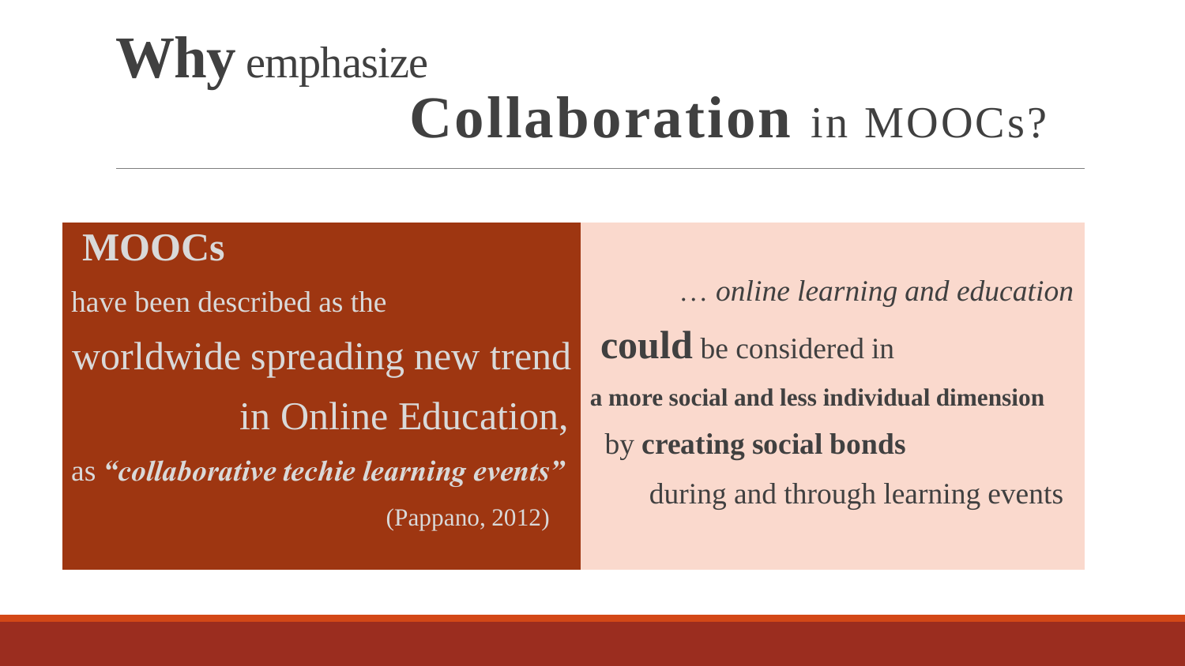# **Why** emphasize **Collaboration** in MOOCs?

**MOOCs**

have been described as the worldwide spreading new trend in Online Education, as ***"collaborative techie learning events"***

(Pappano, 2012)

*… online learning and education* **could** be considered in **a more social and less individual dimension** by **creating social bonds** during and through learning events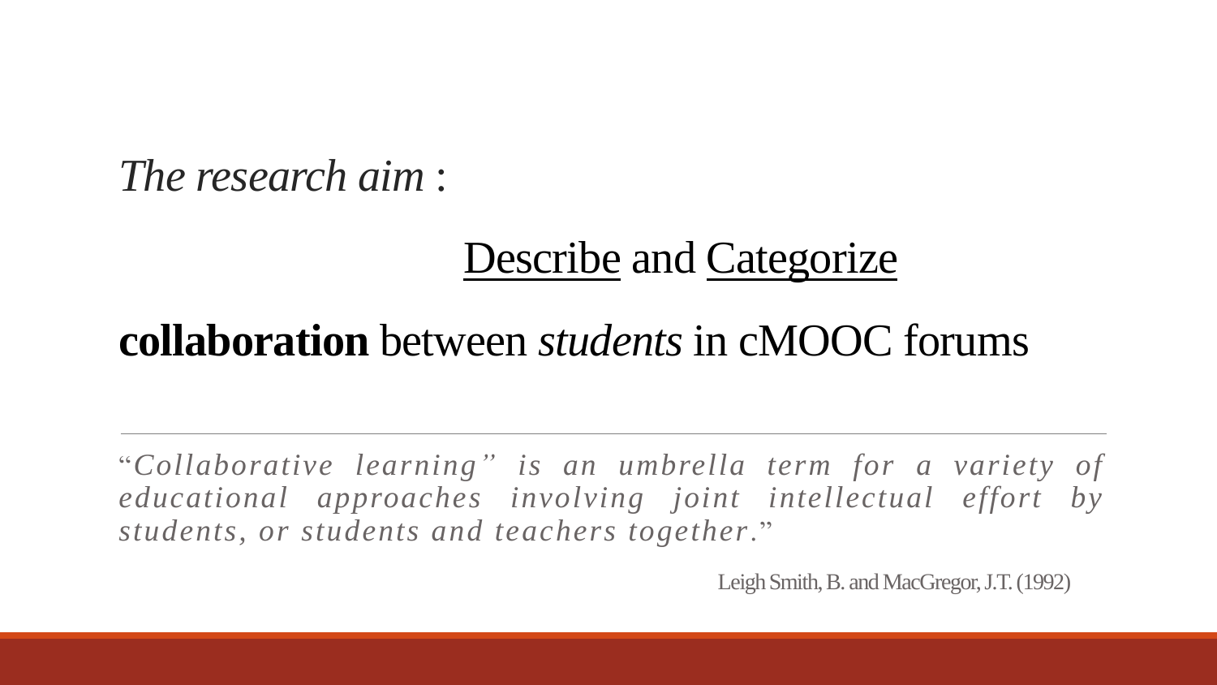*The research aim* :

<u>Describe</u> and <u>Categorize</u>

**collaboration** between *students* in cMOOC forums

---

"*Collaborative learning" is an umbrella term for a variety of educational approaches involving joint intellectual effort by students, or students and teachers together*."

Leigh Smith, B. and MacGregor, J.T. (1992)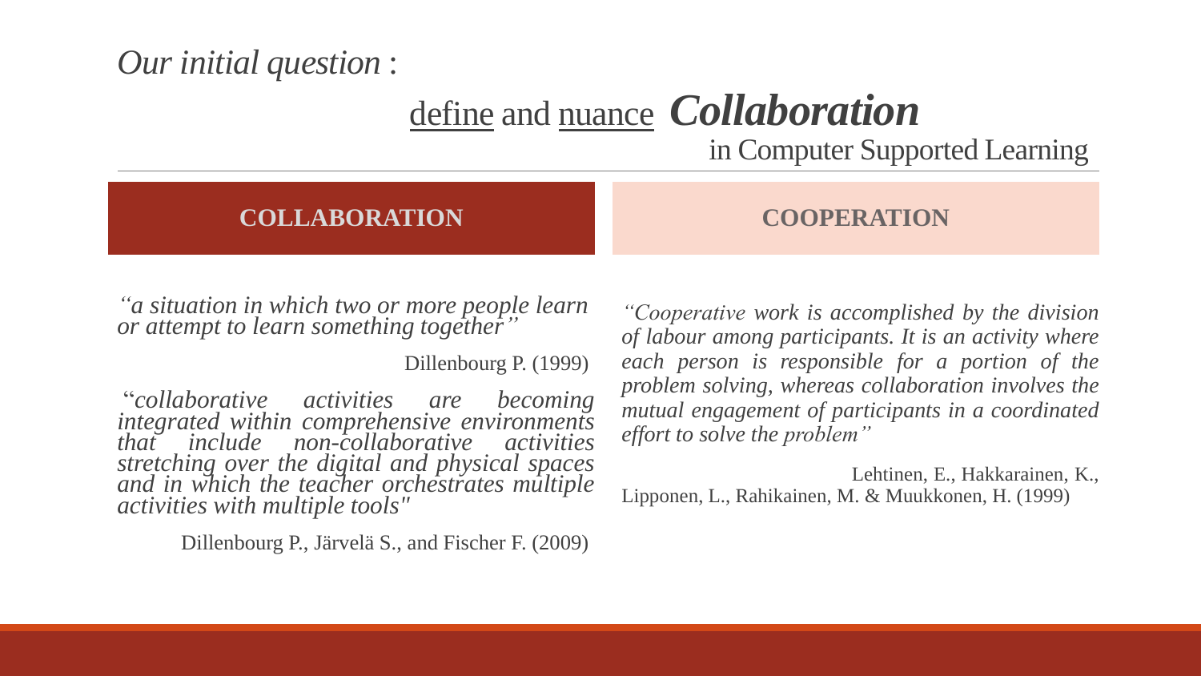*Our initial question* :

# define and nuance ***Collaboration***

## in Computer Supported Learning

**COLLABORATION**

*"a situation in which two or more people learn or attempt to learn something together"*

Dillenbourg P. (1999)

"*collaborative activities are becoming integrated within comprehensive environments that include non-collaborative activities stretching over the digital and physical spaces and in which the teacher orchestrates multiple activities with multiple tools"*

Dillenbourg P., Järvelä S., and Fischer F. (2009)

**COOPERATION**

*"Cooperative work is accomplished by the division of labour among participants. It is an activity where each person is responsible for a portion of the problem solving, whereas collaboration involves the mutual engagement of participants in a coordinated effort to solve the problem"*

Lehtinen, E., Hakkarainen, K., Lipponen, L., Rahikainen, M. & Muukkonen, H. (1999)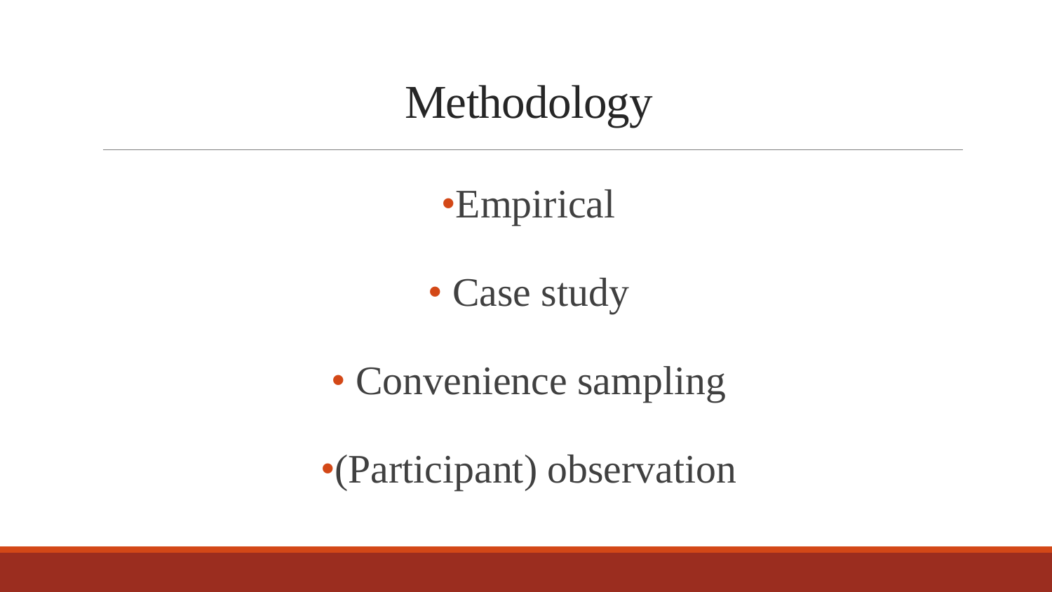# Methodology

- Empirical
- Case study
- Convenience sampling
- (Participant) observation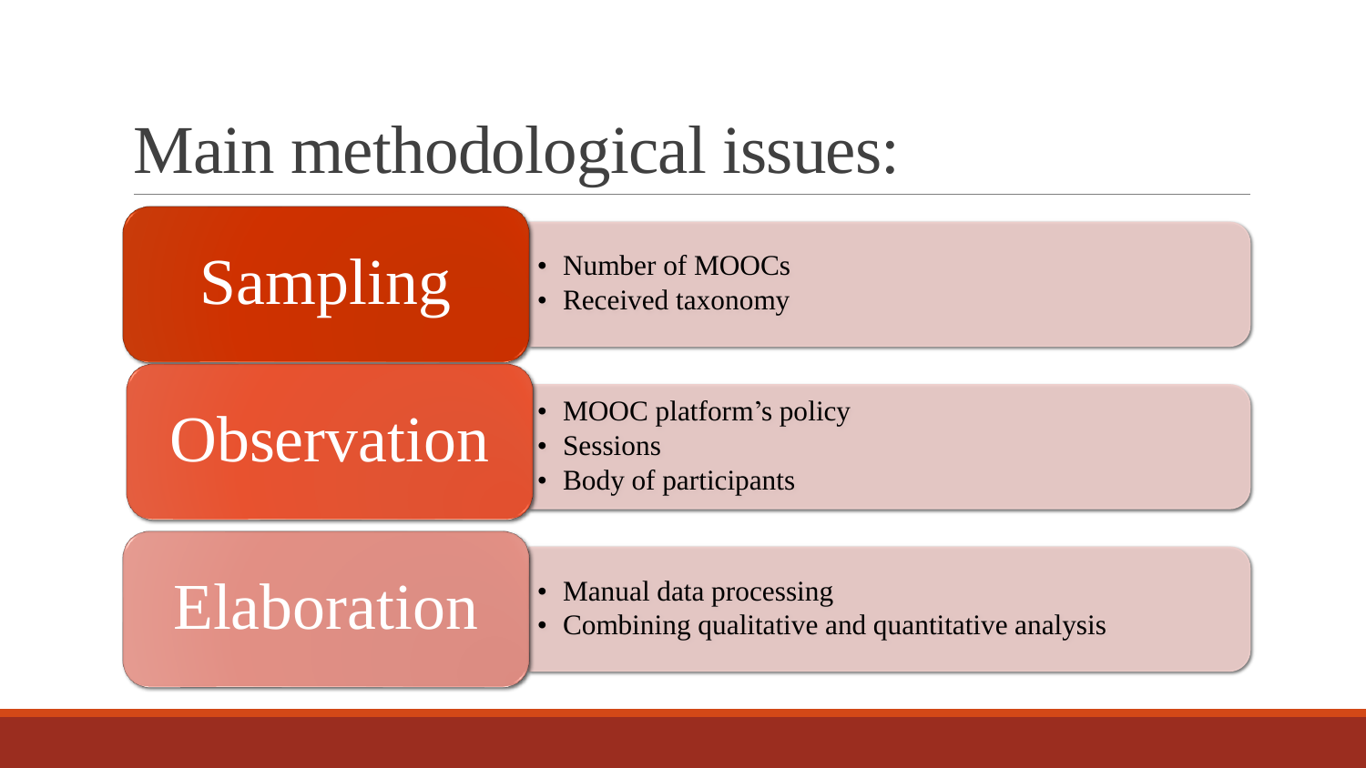# Main methodological issues:

## Sampling

- Number of MOOCs
- Received taxonomy

## Observation

- MOOC platform's policy
- Sessions
- Body of participants

## Elaboration

- Manual data processing
- Combining qualitative and quantitative analysis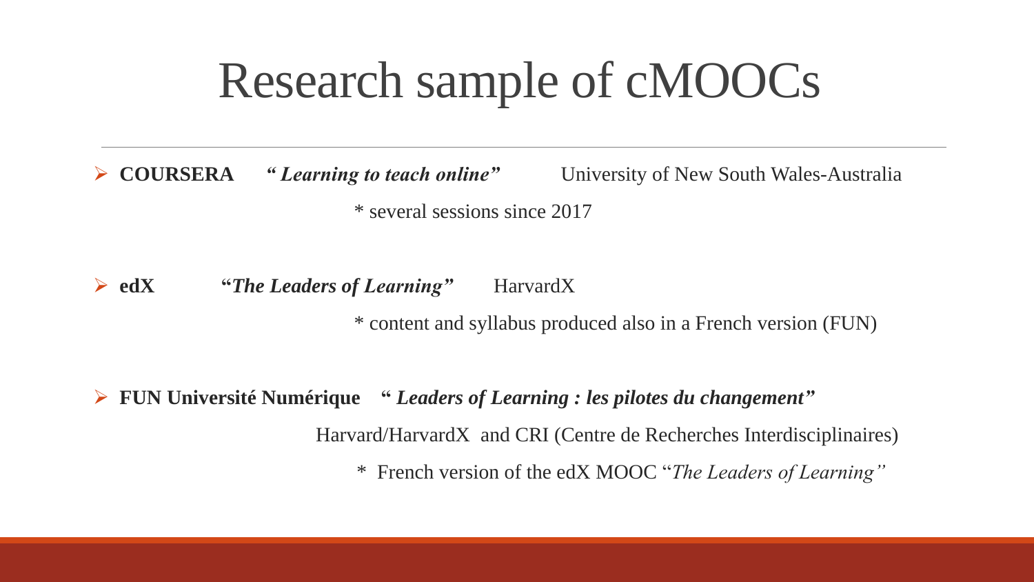# Research sample of cMOOCs

- **COURSERA** ***" Learning to teach online"*** University of New South Wales-Australia

  * several sessions since 2017

- **edX** **"*The Leaders of Learning"*** HarvardX

  * content and syllabus produced also in a French version (FUN)

- **FUN Université Numérique** **" *Leaders of Learning : les pilotes du changement"***

  Harvard/HarvardX and CRI (Centre de Recherches Interdisciplinaires)

  * French version of the edX MOOC "*The Leaders of Learning"*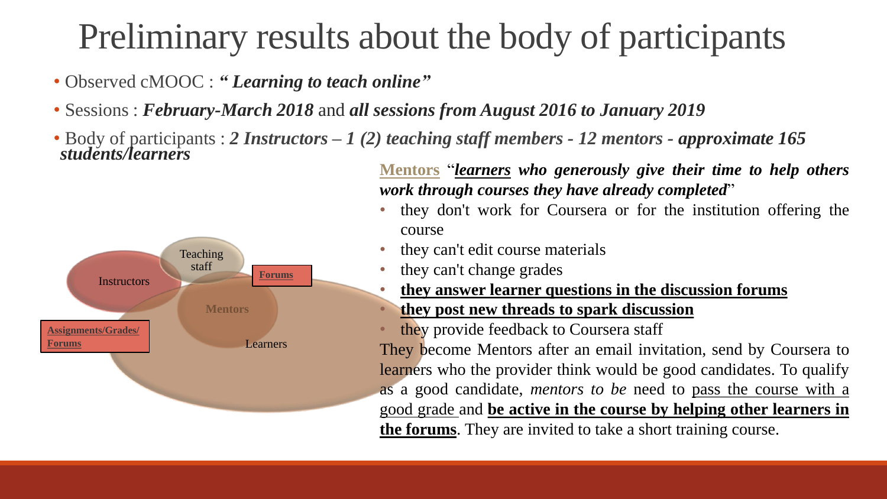# Preliminary results about the body of participants

- Observed cMOOC : ***" Learning to teach online"***
- Sessions : ***February-March 2018*** and ***all sessions from August 2016 to January 2019***
- Body of participants : ***2 Instructors – 1 (2) teaching staff members - 12 mentors - approximate 165 students/learners***

Instructors

Teaching staff

**Forums**

Mentors

**Assignments/Grades/ Forums**

Learners

**Mentors** "***learners*** ***who generously give their time to help others work through courses they have already completed***"

- they don't work for Coursera or for the institution offering the course
- they can't edit course materials
- they can't change grades
- **they answer learner questions in the discussion forums**
- **they post new threads to spark discussion**
- they provide feedback to Coursera staff

They become Mentors after an email invitation, send by Coursera to learners who the provider think would be good candidates. To qualify as a good candidate, *mentors to be* need to pass the course with a good grade and **be active in the course by helping other learners in the forums**. They are invited to take a short training course.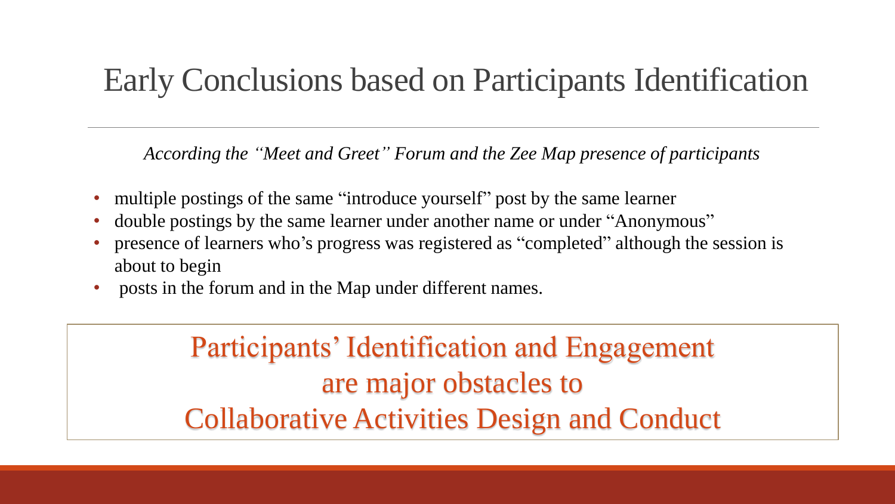# Early Conclusions based on Participants Identification

*According the "Meet and Greet" Forum and the Zee Map presence of participants*

- multiple postings of the same "introduce yourself" post by the same learner
- double postings by the same learner under another name or under "Anonymous"
- presence of learners who's progress was registered as "completed" although the session is about to begin
- posts in the forum and in the Map under different names.

Participants' Identification and Engagement are major obstacles to Collaborative Activities Design and Conduct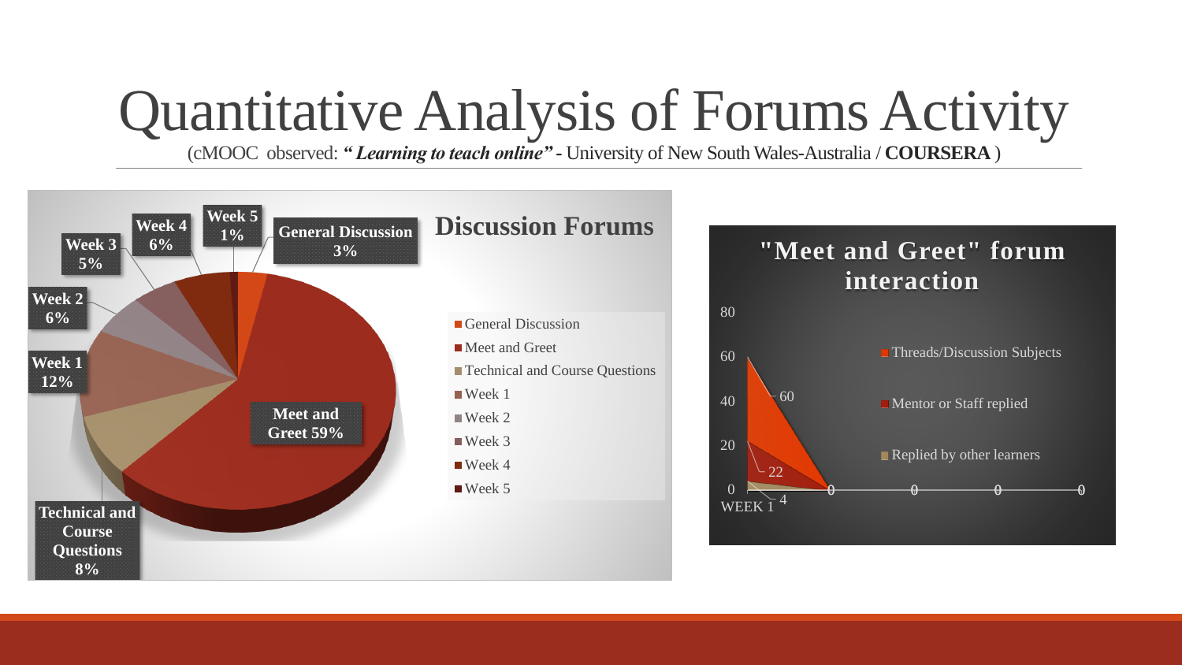# Quantitative Analysis of Forums Activity

(cMOOC observed: ***"Learning to teach online"*** - University of New South Wales-Australia / **COURSERA** )

## Discussion Forums

- General Discussion: 3%
- Meet and Greet: 59%
- Technical and Course Questions: 8%
- Week 1: 12%
- Week 2: 6%
- Week 3: 5%
- Week 4: 6%
- Week 5: 1%

## "Meet and Greet" forum interaction

| | WEEK 1 | | | | |
|---|---|---|---|---|---|
| Threads/Discussion Subjects | 60 | 0 | 0 | 0 | 0 |
| Mentor or Staff replied | 22 | 0 | 0 | 0 | 0 |
| Replied by other learners | 4 | 0 | 0 | 0 | 0 |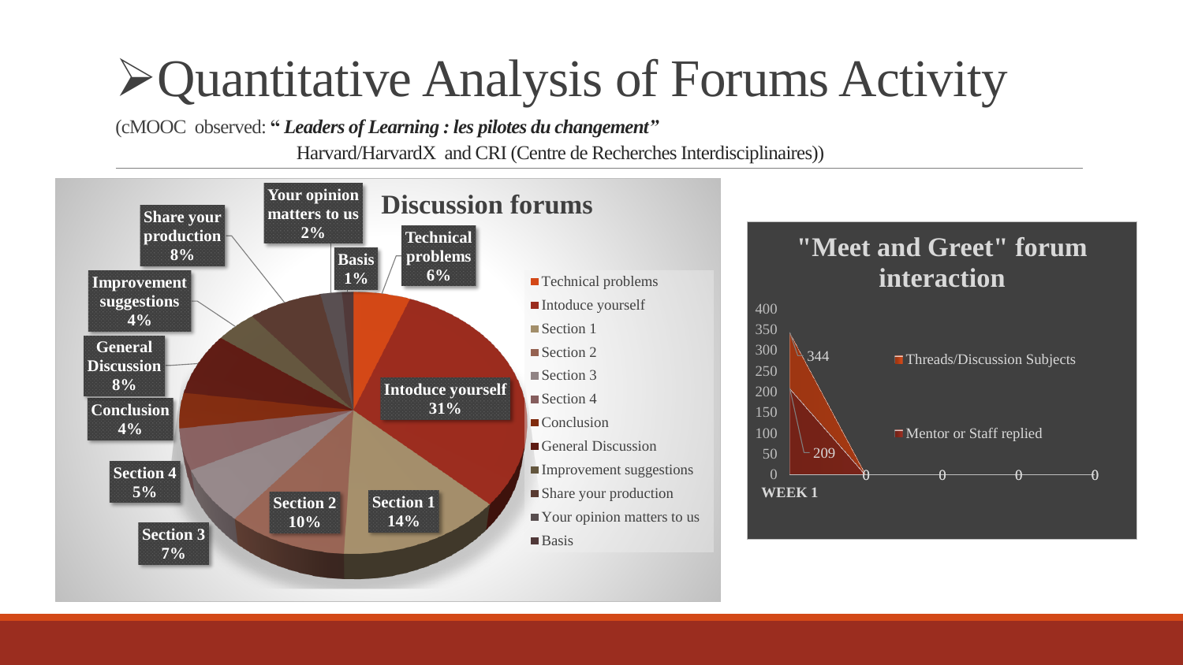# ➢Quantitative Analysis of Forums Activity

(cMOOC observed: **“ *Leaders of Learning : les pilotes du changement”***
Harvard/HarvardX and CRI (Centre de Recherches Interdisciplinaires))

**Discussion forums**

| Forum | Share |
|---|---|
| Technical problems | 6% |
| Intoduce yourself | 31% |
| Section 1 | 14% |
| Section 2 | 10% |
| Section 3 | 7% |
| Section 4 | 5% |
| Conclusion | 4% |
| General Discussion | 8% |
| Improvement suggestions | 4% |
| Share your production | 8% |
| Your opinion matters to us | 2% |
| Basis | 1% |

**"Meet and Greet" forum interaction**

| | WEEK 1 |
|---|---|
| Threads/Discussion Subjects | 344 |
| Mentor or Staff replied | 209 |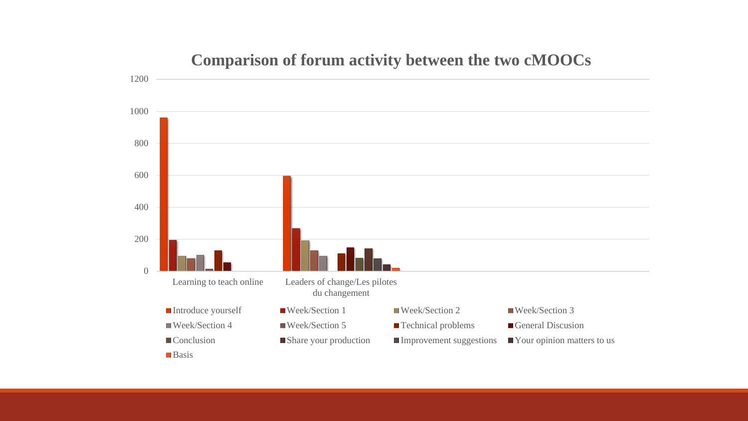## Comparison of forum activity between the two cMOOCs

1200

1000

800

600

400

200

0

Learning to teach online

Leaders of change/Les pilotes du changement

- Introduce yourself
- Week/Section 1
- Week/Section 2
- Week/Section 3
- Week/Section 4
- Week/Section 5
- Technical problems
- General Discusion
- Conclusion
- Share your production
- Improvement suggestions
- Your opinion matters to us
- Basis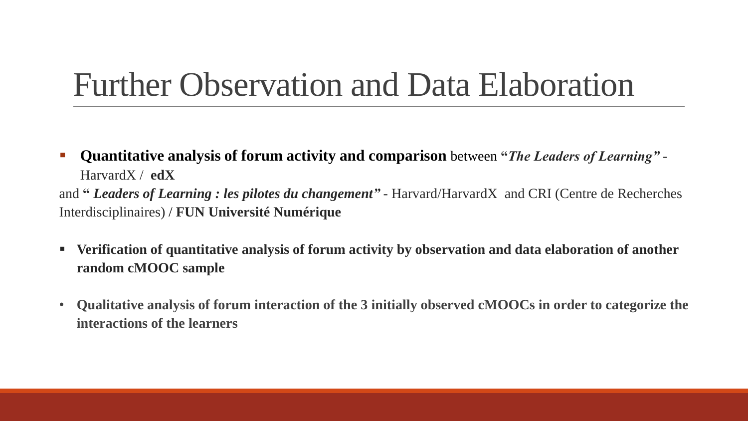# Further Observation and Data Elaboration

- **Quantitative analysis of forum activity and comparison** between "***The Leaders of Learning"*** - HarvardX / **edX**

and **"** ***Leaders of Learning : les pilotes du changement"*** - Harvard/HarvardX and CRI (Centre de Recherches Interdisciplinaires) **/ FUN Université Numérique**

- **Verification of quantitative analysis of forum activity by observation and data elaboration of another random cMOOC sample**

- **Qualitative analysis of forum interaction of the 3 initially observed cMOOCs in order to categorize the interactions of the learners**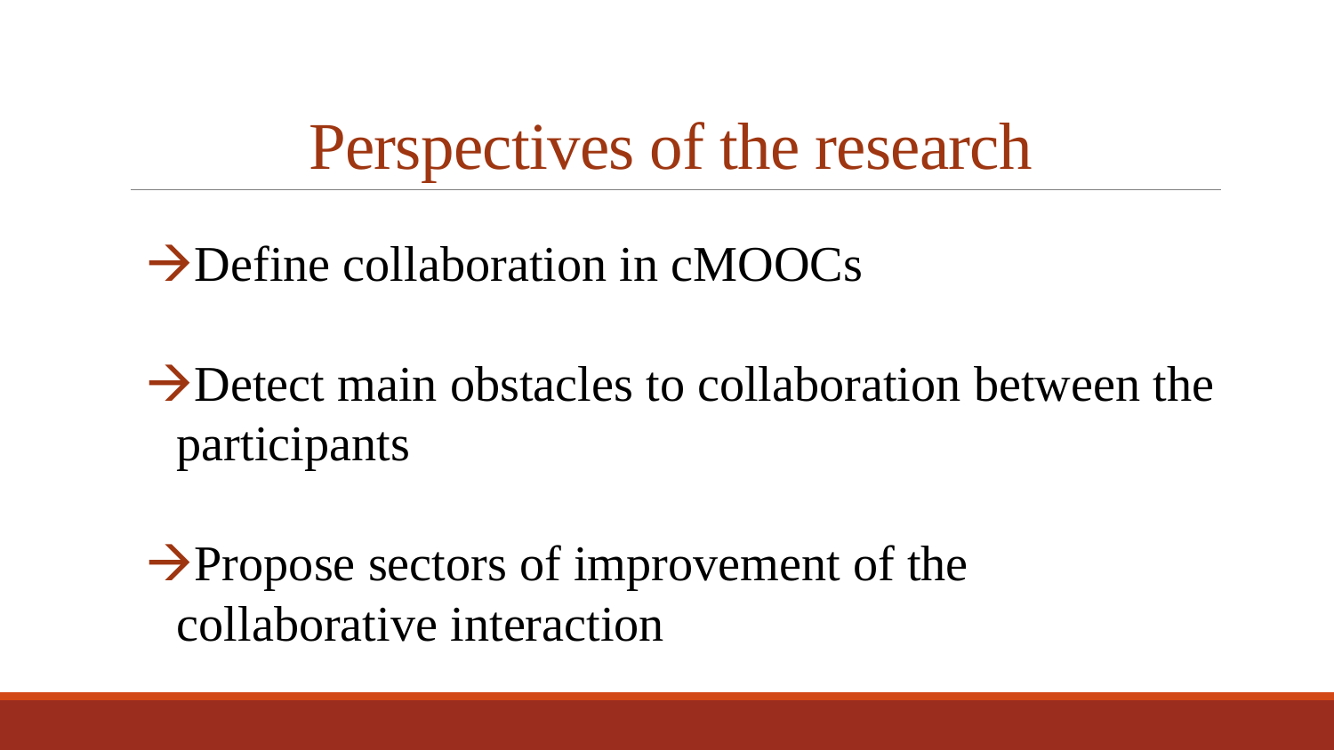# Perspectives of the research

→Define collaboration in cMOOCs

→Detect main obstacles to collaboration between the participants

→Propose sectors of improvement of the collaborative interaction